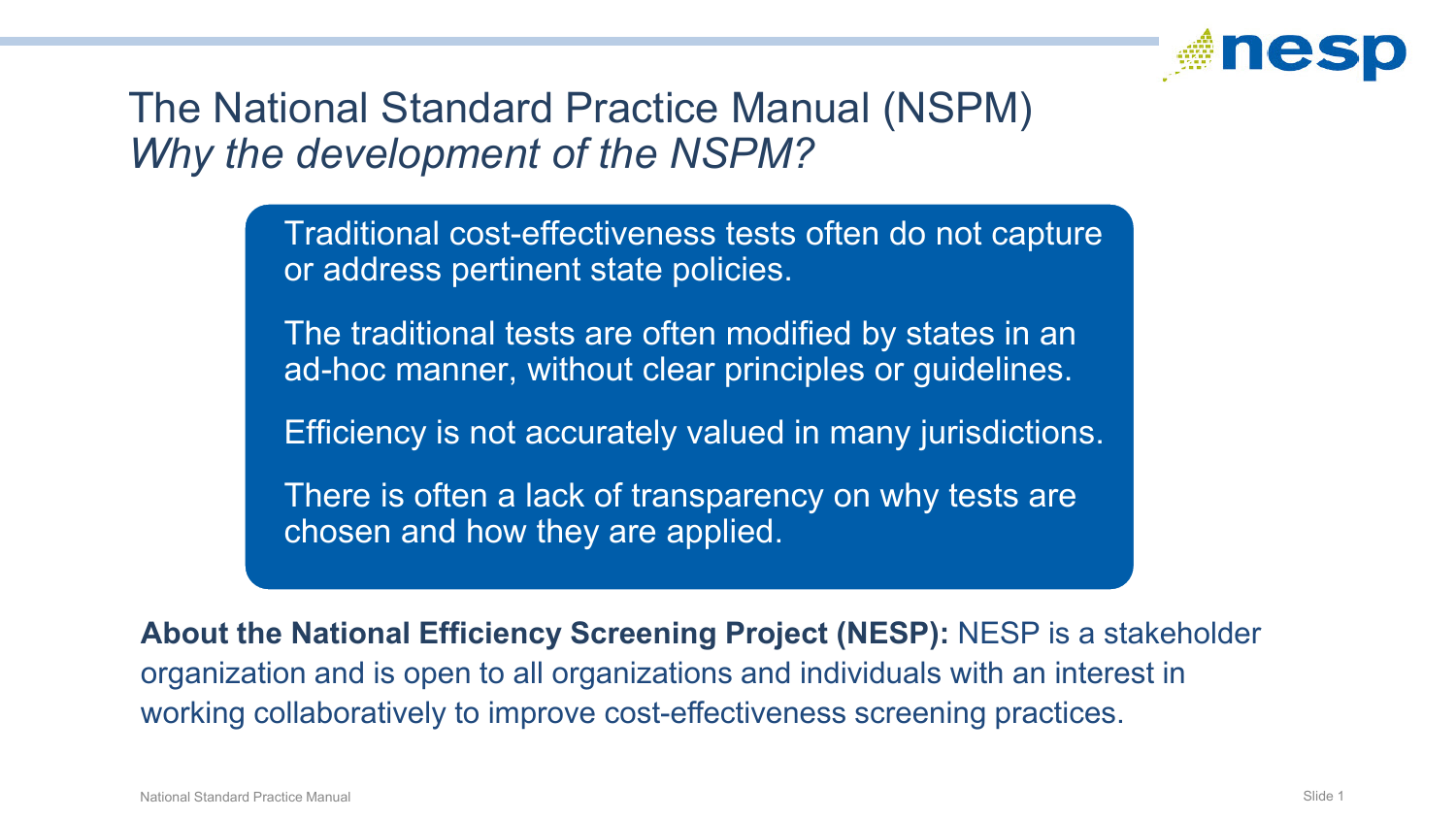# The National Standard Practice Manual (NSPM)

## *Why the development of the NSPM?*

Traditional cost-effectiveness tests often do not capture or address pertinent state policies.

The traditional tests are often modified by states in an ad-hoc manner, without clear principles or guidelines.

Efficiency is not accurately valued in many jurisdictions.

There is often a lack of transparency on why tests are chosen and how they are applied.

**About the National Efficiency Screening Project (NESP):** NESP is a stakeholder organization and is open to all organizations and individuals with an interest in working collaboratively to improve cost-effectiveness screening practices.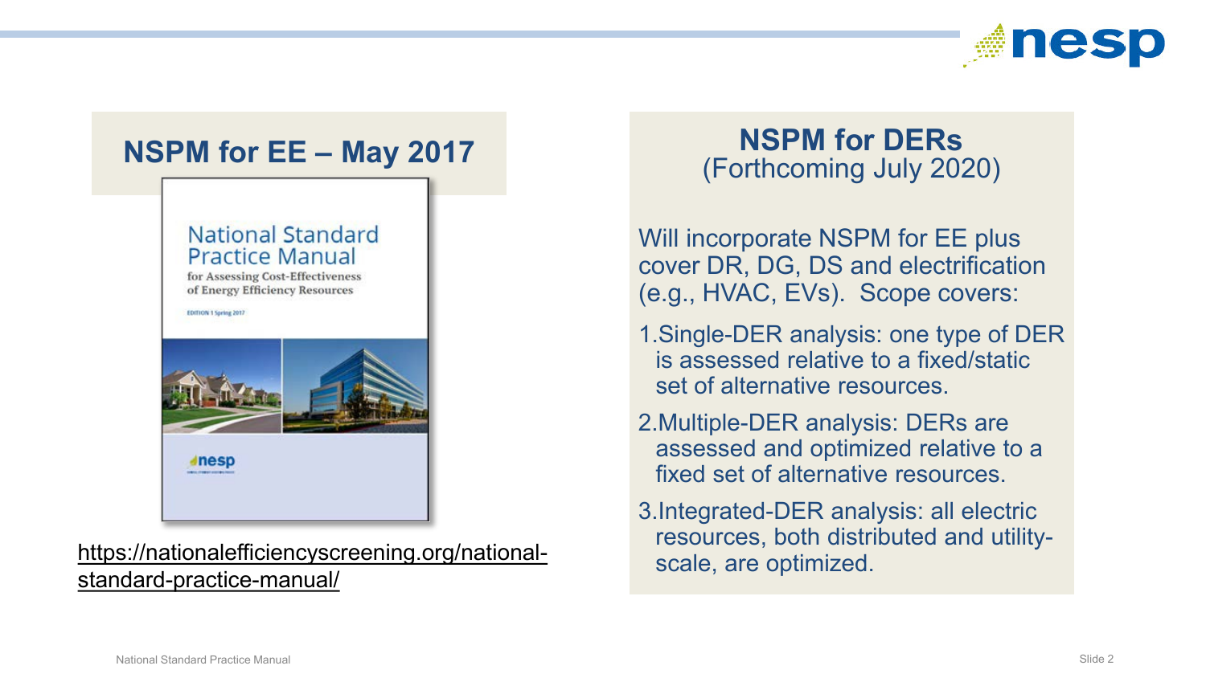## NSPM for EE – May 2017

National Standard Practice Manual
for Assessing Cost-Effectiveness of Energy Efficiency Resources
EDITION 1 Spring 2017

https://nationalefficiencyscreening.org/national-standard-practice-manual/

## NSPM for DERs
(Forthcoming July 2020)

Will incorporate NSPM for EE plus cover DR, DG, DS and electrification (e.g., HVAC, EVs). Scope covers:

1. Single-DER analysis: one type of DER is assessed relative to a fixed/static set of alternative resources.
2. Multiple-DER analysis: DERs are assessed and optimized relative to a fixed set of alternative resources.
3. Integrated-DER analysis: all electric resources, both distributed and utility-scale, are optimized.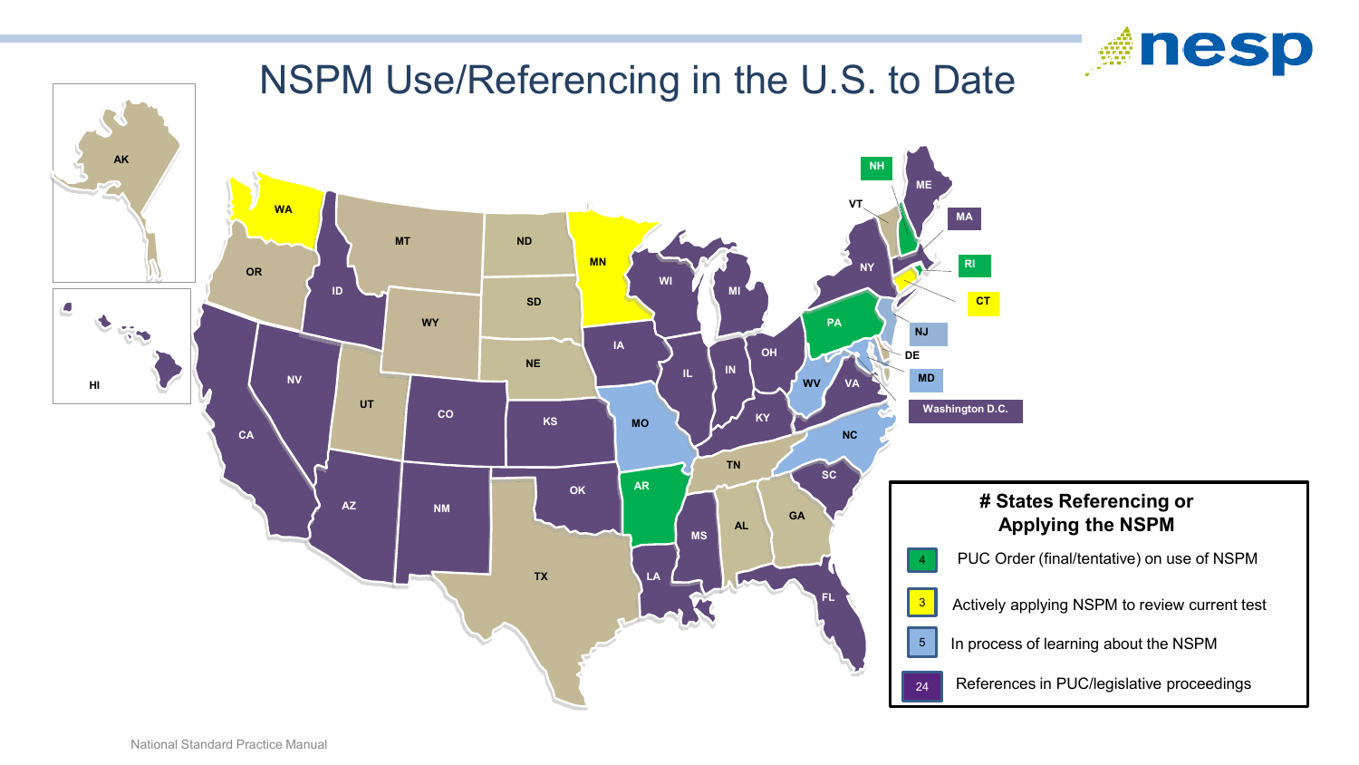# NSPM Use/Referencing in the U.S. to Date

**# States Referencing or Applying the NSPM**

| # | Category |
|---|---|
| 4 | PUC Order (final/tentative) on use of NSPM |
| 3 | Actively applying NSPM to review current test |
| 5 | In process of learning about the NSPM |
| 24 | References in PUC/legislative proceedings |

National Standard Practice Manual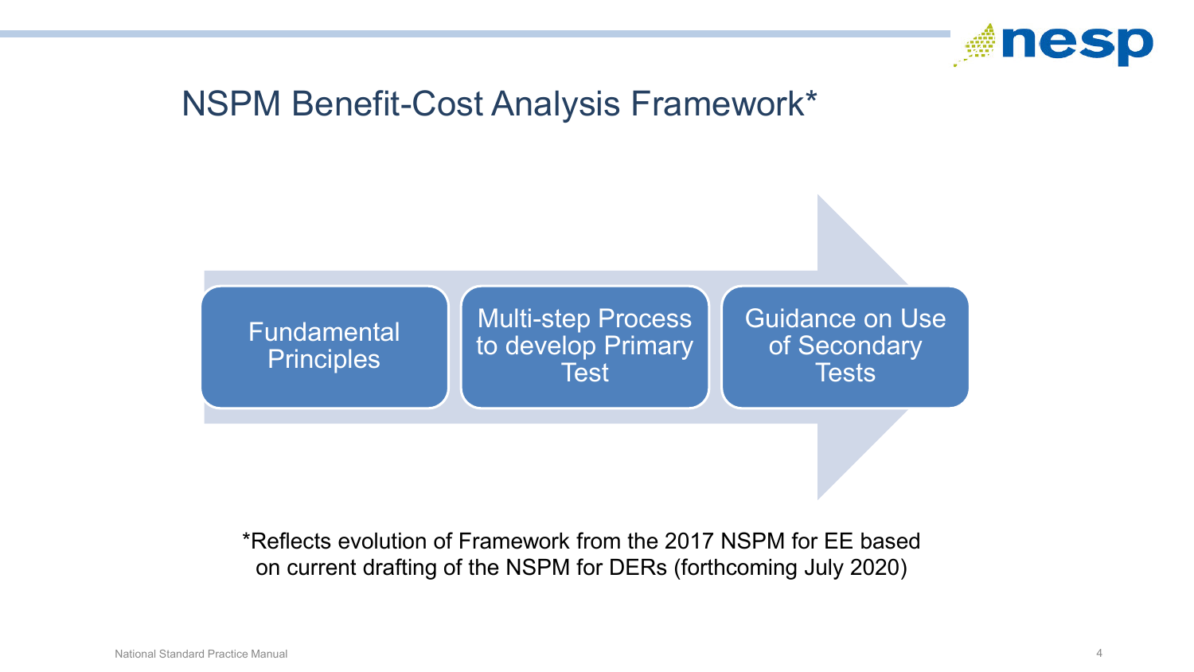# NSPM Benefit-Cost Analysis Framework*

1. Fundamental Principles
2. Multi-step Process to develop Primary Test
3. Guidance on Use of Secondary Tests

*Reflects evolution of Framework from the 2017 NSPM for EE based on current drafting of the NSPM for DERs (forthcoming July 2020)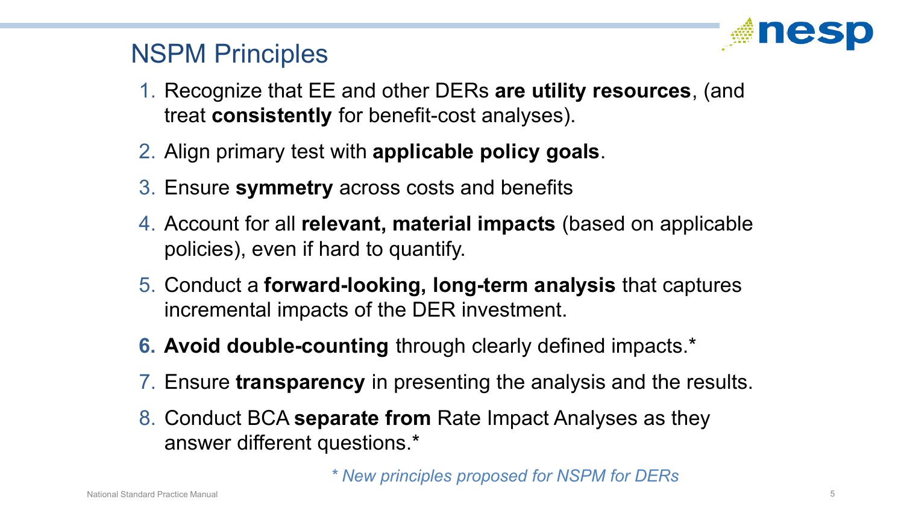## NSPM Principles

1. Recognize that EE and other DERs **are utility resources**, (and treat **consistently** for benefit-cost analyses).
2. Align primary test with **applicable policy goals**.
3. Ensure **symmetry** across costs and benefits
4. Account for all **relevant, material impacts** (based on applicable policies), even if hard to quantify.
5. Conduct a **forward-looking, long-term analysis** that captures incremental impacts of the DER investment.
6. **Avoid double-counting** through clearly defined impacts.*
7. Ensure **transparency** in presenting the analysis and the results.
8. Conduct BCA **separate from** Rate Impact Analyses as they answer different questions.*

*\* New principles proposed for NSPM for DERs*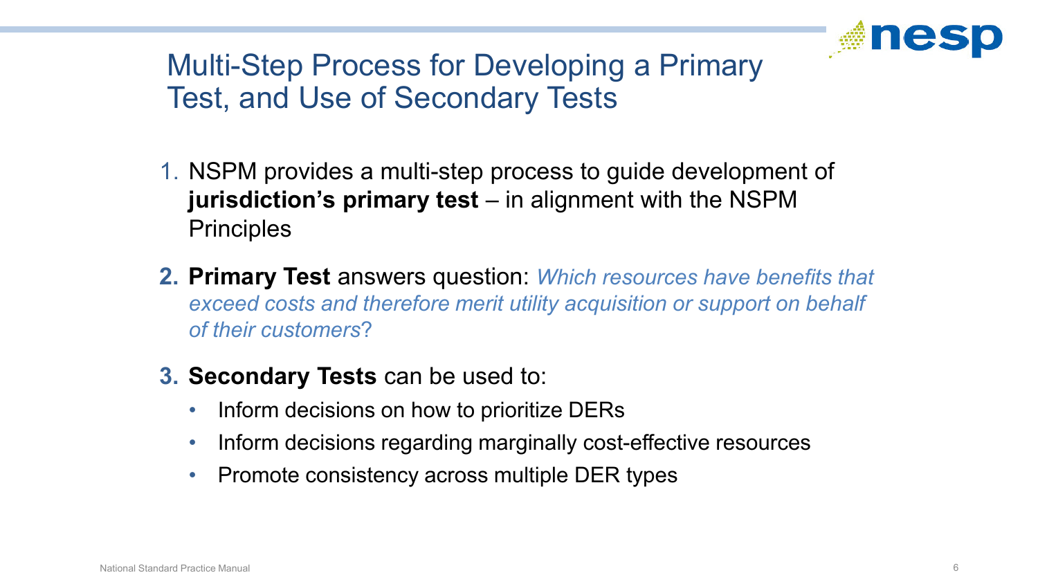# Multi-Step Process for Developing a Primary Test, and Use of Secondary Tests

1. NSPM provides a multi-step process to guide development of **jurisdiction's primary test** – in alignment with the NSPM Principles
2. **Primary Test** answers question: *Which resources have benefits that exceed costs and therefore merit utility acquisition or support on behalf of their customers*?
3. **Secondary Tests** can be used to:
   - Inform decisions on how to prioritize DERs
   - Inform decisions regarding marginally cost-effective resources
   - Promote consistency across multiple DER types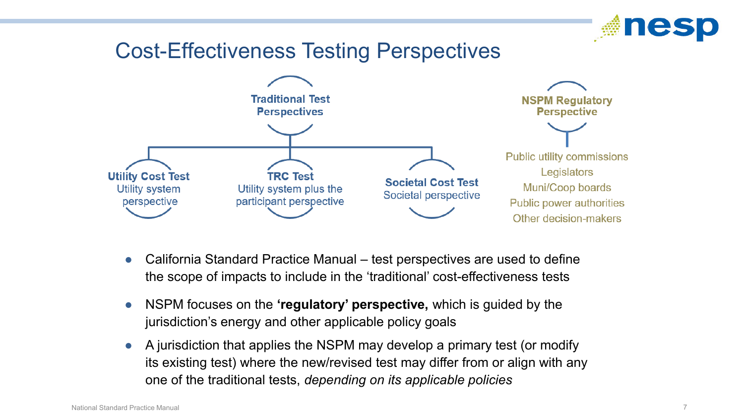# Cost-Effectiveness Testing Perspectives

**Traditional Test Perspectives**

- **Utility Cost Test** – Utility system perspective
- **TRC Test** – Utility system plus the participant perspective
- **Societal Cost Test** – Societal perspective

**NSPM Regulatory Perspective**

- Public utility commissions
- Legislators
- Muni/Coop boards
- Public power authorities
- Other decision-makers

---

- California Standard Practice Manual – test perspectives are used to define the scope of impacts to include in the 'traditional' cost-effectiveness tests
- NSPM focuses on the **'regulatory' perspective,** which is guided by the jurisdiction's energy and other applicable policy goals
- A jurisdiction that applies the NSPM may develop a primary test (or modify its existing test) where the new/revised test may differ from or align with any one of the traditional tests, *depending on its applicable policies*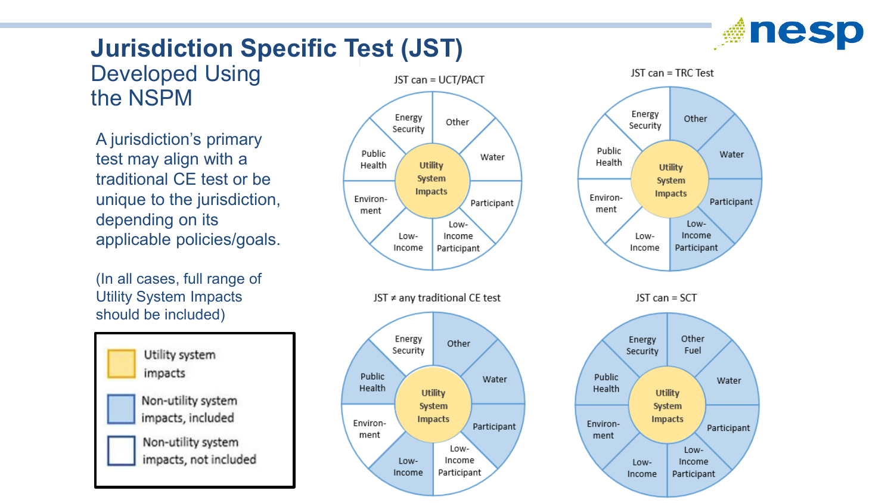# Jurisdiction Specific Test (JST)

## Developed Using the NSPM

A jurisdiction's primary test may align with a traditional CE test or be unique to the jurisdiction, depending on its applicable policies/goals.

(In all cases, full range of Utility System Impacts should be included)

- Utility system impacts
- Non-utility system impacts, included
- Non-utility system impacts, not included

**JST can = UCT/PACT**

Utility System Impacts; Energy Security; Other; Water; Participant; Low-Income Participant; Low-Income; Environment; Public Health

**JST can = TRC Test**

Utility System Impacts; Energy Security; Other; Water; Participant; Low-Income Participant; Low-Income; Environment; Public Health

**JST ≠ any traditional CE test**

Utility System Impacts; Energy Security; Other; Water; Participant; Low-Income Participant; Low-Income; Environment; Public Health

**JST can = SCT**

Utility System Impacts; Energy Security; Other Fuel; Water; Participant; Low-Income Participant; Low-Income; Environment; Public Health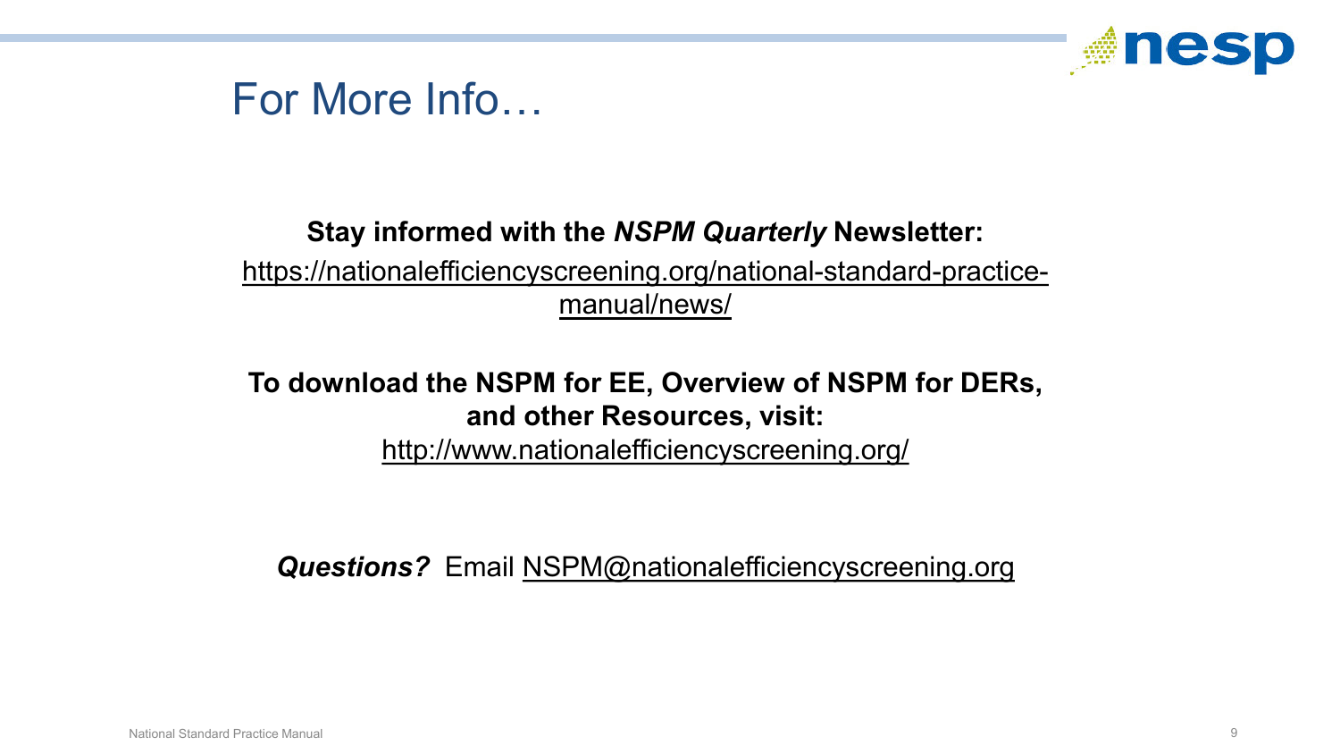# For More Info…

**Stay informed with the *NSPM Quarterly* Newsletter:**

https://nationalefficiencyscreening.org/national-standard-practice-manual/news/

**To download the NSPM for EE, Overview of NSPM for DERs, and other Resources, visit:**

http://www.nationalefficiencyscreening.org/

***Questions?*** Email NSPM@nationalefficiencyscreening.org